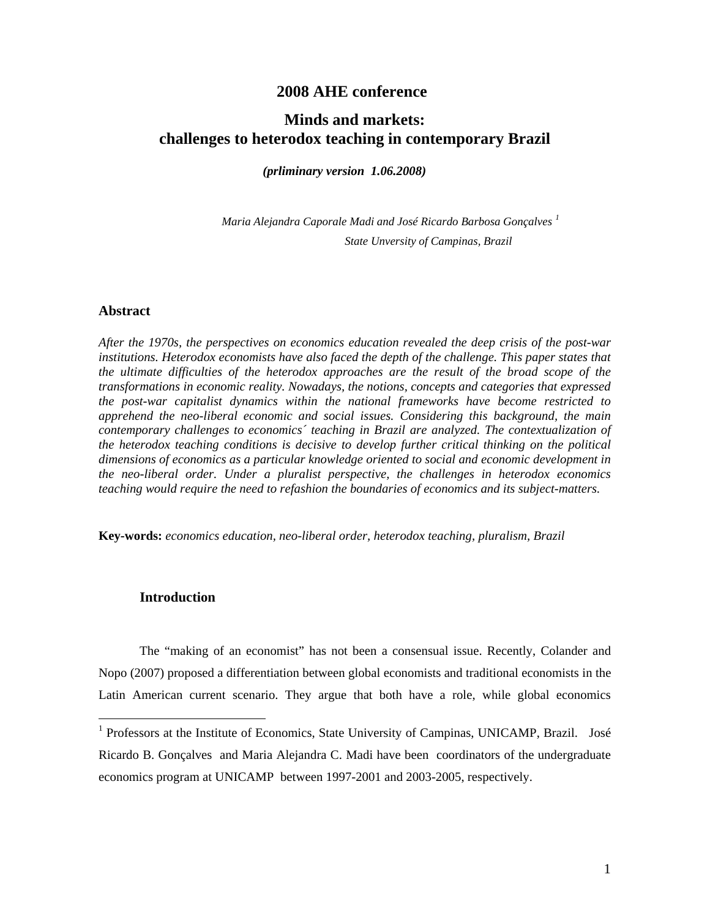# 2008 AHE conference

## Minds and markets: challenges to heterodox teaching in contemporary Brazil

***(prliminary version 1.06.2008)***

*Maria Alejandra Caporale Madi and José Ricardo Barbosa Gonçalves* [1]

*State Unversity of Campinas, Brazil*

### Abstract

*After the 1970s, the perspectives on economics education revealed the deep crisis of the post-war institutions. Heterodox economists have also faced the depth of the challenge. This paper states that the ultimate difficulties of the heterodox approaches are the result of the broad scope of the transformations in economic reality. Nowadays, the notions, concepts and categories that expressed the post-war capitalist dynamics within the national frameworks have become restricted to apprehend the neo-liberal economic and social issues. Considering this background, the main contemporary challenges to economics´ teaching in Brazil are analyzed. The contextualization of the heterodox teaching conditions is decisive to develop further critical thinking on the political dimensions of economics as a particular knowledge oriented to social and economic development in the neo-liberal order. Under a pluralist perspective, the challenges in heterodox economics teaching would require the need to refashion the boundaries of economics and its subject-matters.*

**Key-words:** *economics education, neo-liberal order, heterodox teaching, pluralism, Brazil*

### Introduction

The "making of an economist" has not been a consensual issue. Recently, Colander and Nopo (2007) proposed a differentiation between global economists and traditional economists in the Latin American current scenario. They argue that both have a role, while global economics

[1] Professors at the Institute of Economics, State University of Campinas, UNICAMP, Brazil. José Ricardo B. Gonçalves and Maria Alejandra C. Madi have been coordinators of the undergraduate economics program at UNICAMP between 1997-2001 and 2003-2005, respectively.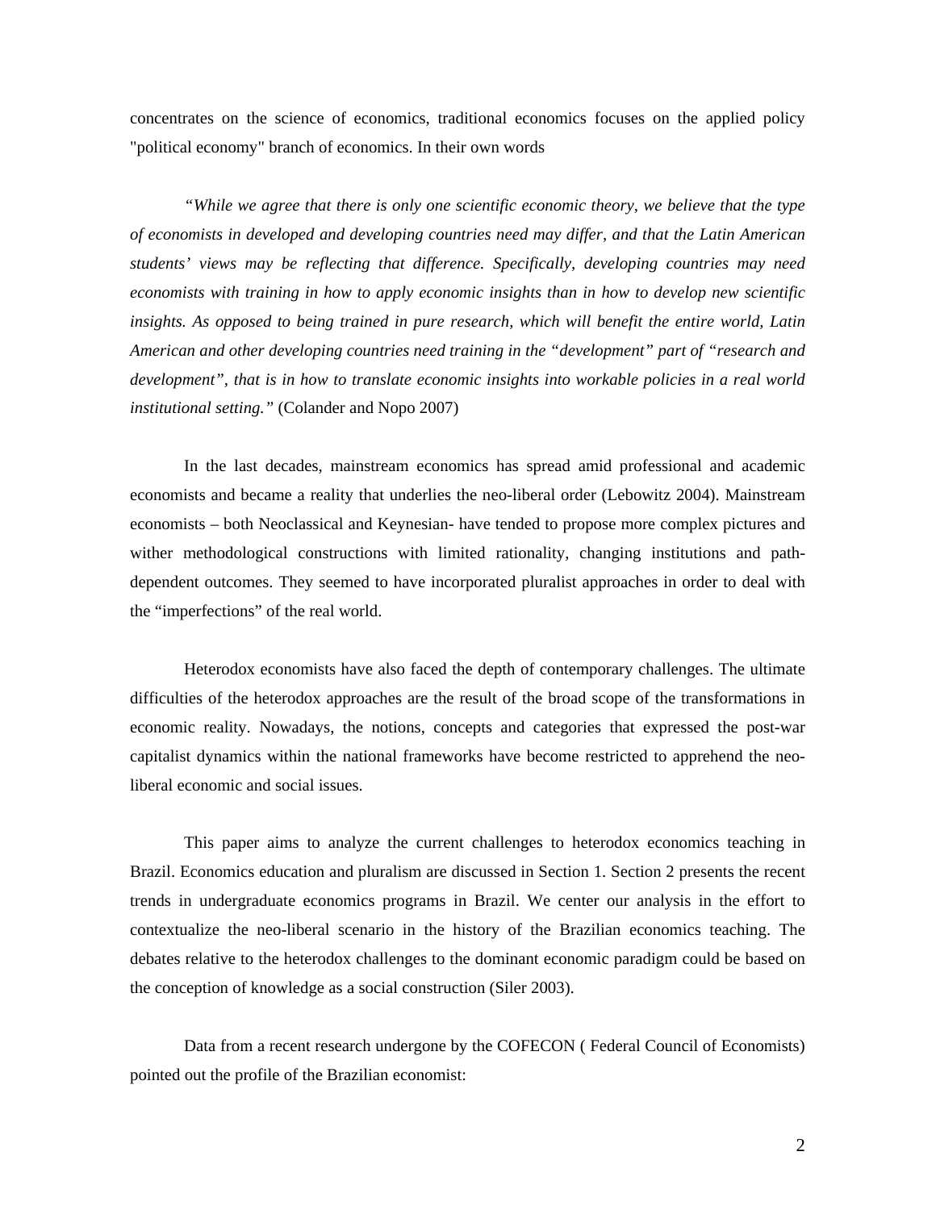concentrates on the science of economics, traditional economics focuses on the applied policy "political economy" branch of economics. In their own words

*"While we agree that there is only one scientific economic theory, we believe that the type of economists in developed and developing countries need may differ, and that the Latin American students' views may be reflecting that difference. Specifically, developing countries may need economists with training in how to apply economic insights than in how to develop new scientific insights. As opposed to being trained in pure research, which will benefit the entire world, Latin American and other developing countries need training in the "development" part of "research and development", that is in how to translate economic insights into workable policies in a real world institutional setting."* (Colander and Nopo 2007)

In the last decades, mainstream economics has spread amid professional and academic economists and became a reality that underlies the neo-liberal order (Lebowitz 2004). Mainstream economists – both Neoclassical and Keynesian- have tended to propose more complex pictures and wither methodological constructions with limited rationality, changing institutions and path-dependent outcomes. They seemed to have incorporated pluralist approaches in order to deal with the "imperfections" of the real world.

Heterodox economists have also faced the depth of contemporary challenges. The ultimate difficulties of the heterodox approaches are the result of the broad scope of the transformations in economic reality. Nowadays, the notions, concepts and categories that expressed the post-war capitalist dynamics within the national frameworks have become restricted to apprehend the neo-liberal economic and social issues.

This paper aims to analyze the current challenges to heterodox economics teaching in Brazil. Economics education and pluralism are discussed in Section 1. Section 2 presents the recent trends in undergraduate economics programs in Brazil. We center our analysis in the effort to contextualize the neo-liberal scenario in the history of the Brazilian economics teaching. The debates relative to the heterodox challenges to the dominant economic paradigm could be based on the conception of knowledge as a social construction (Siler 2003).

Data from a recent research undergone by the COFECON ( Federal Council of Economists) pointed out the profile of the Brazilian economist: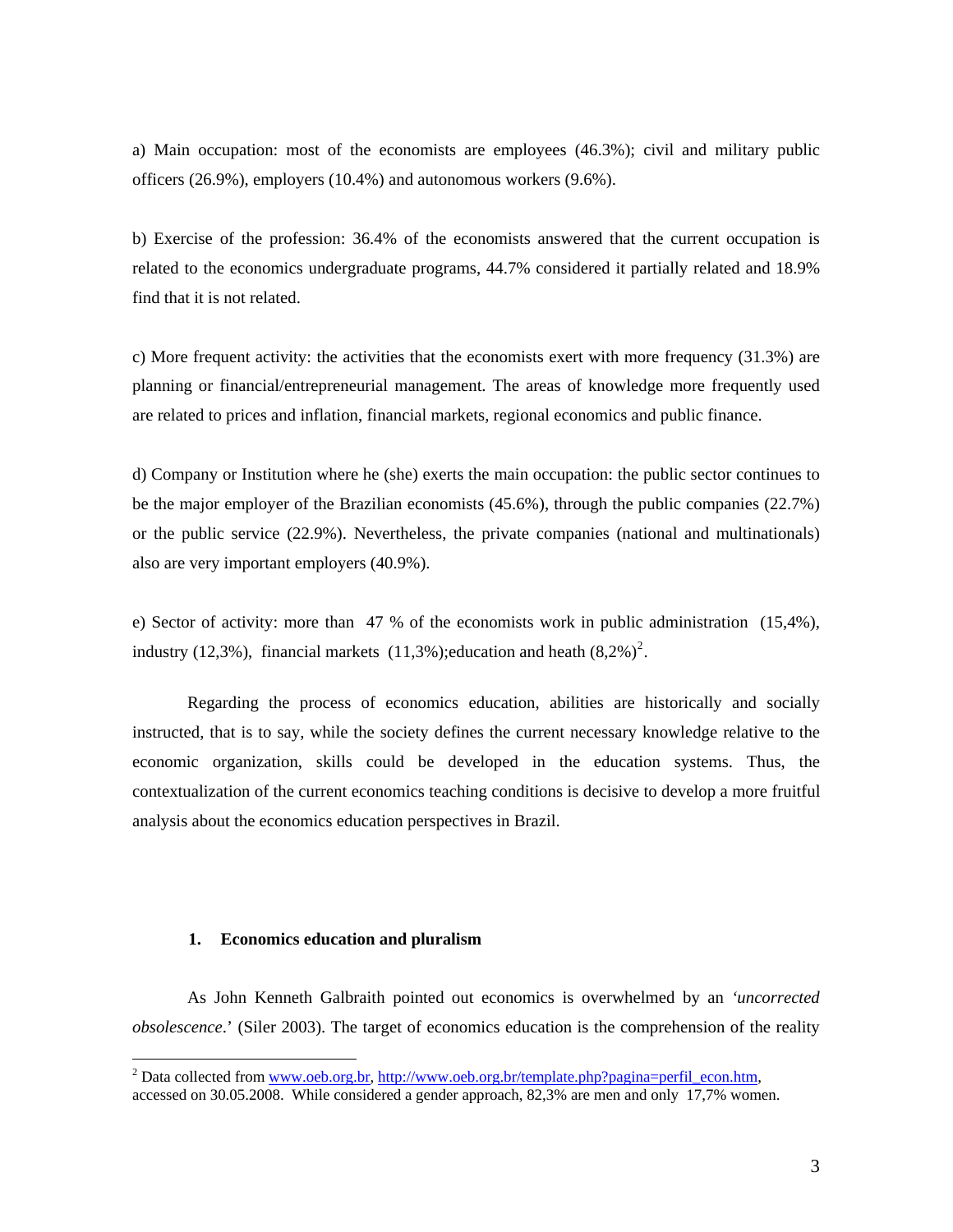a) Main occupation: most of the economists are employees (46.3%); civil and military public officers (26.9%), employers (10.4%) and autonomous workers (9.6%).

b) Exercise of the profession: 36.4% of the economists answered that the current occupation is related to the economics undergraduate programs, 44.7% considered it partially related and 18.9% find that it is not related.

c) More frequent activity: the activities that the economists exert with more frequency (31.3%) are planning or financial/entrepreneurial management. The areas of knowledge more frequently used are related to prices and inflation, financial markets, regional economics and public finance.

d) Company or Institution where he (she) exerts the main occupation: the public sector continues to be the major employer of the Brazilian economists (45.6%), through the public companies (22.7%) or the public service (22.9%). Nevertheless, the private companies (national and multinationals) also are very important employers (40.9%).

e) Sector of activity: more than 47 % of the economists work in public administration (15,4%), industry (12,3%), financial markets (11,3%);education and heath (8,2%)[2].

Regarding the process of economics education, abilities are historically and socially instructed, that is to say, while the society defines the current necessary knowledge relative to the economic organization, skills could be developed in the education systems. Thus, the contextualization of the current economics teaching conditions is decisive to develop a more fruitful analysis about the economics education perspectives in Brazil.

## 1. Economics education and pluralism

As John Kenneth Galbraith pointed out economics is overwhelmed by an *'uncorrected obsolescence*.' (Siler 2003). The target of economics education is the comprehension of the reality

---

[2] Data collected from www.oeb.org.br, http://www.oeb.org.br/template.php?pagina=perfil_econ.htm, accessed on 30.05.2008. While considered a gender approach, 82,3% are men and only 17,7% women.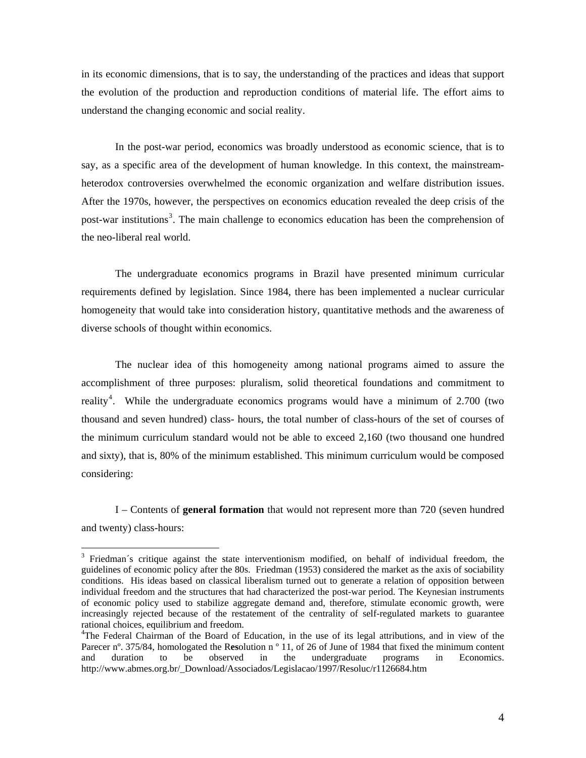in its economic dimensions, that is to say, the understanding of the practices and ideas that support the evolution of the production and reproduction conditions of material life. The effort aims to understand the changing economic and social reality.

In the post-war period, economics was broadly understood as economic science, that is to say, as a specific area of the development of human knowledge. In this context, the mainstream-heterodox controversies overwhelmed the economic organization and welfare distribution issues. After the 1970s, however, the perspectives on economics education revealed the deep crisis of the post-war institutions[3]. The main challenge to economics education has been the comprehension of the neo-liberal real world.

The undergraduate economics programs in Brazil have presented minimum curricular requirements defined by legislation. Since 1984, there has been implemented a nuclear curricular homogeneity that would take into consideration history, quantitative methods and the awareness of diverse schools of thought within economics.

The nuclear idea of this homogeneity among national programs aimed to assure the accomplishment of three purposes: pluralism, solid theoretical foundations and commitment to reality[4]. While the undergraduate economics programs would have a minimum of 2.700 (two thousand and seven hundred) class- hours, the total number of class-hours of the set of courses of the minimum curriculum standard would not be able to exceed 2,160 (two thousand one hundred and sixty), that is, 80% of the minimum established. This minimum curriculum would be composed considering:

I – Contents of **general formation** that would not represent more than 720 (seven hundred and twenty) class-hours:

---

[3] Friedman´s critique against the state interventionism modified, on behalf of individual freedom, the guidelines of economic policy after the 80s. Friedman (1953) considered the market as the axis of sociability conditions. His ideas based on classical liberalism turned out to generate a relation of opposition between individual freedom and the structures that had characterized the post-war period. The Keynesian instruments of economic policy used to stabilize aggregate demand and, therefore, stimulate economic growth, were increasingly rejected because of the restatement of the centrality of self-regulated markets to guarantee rational choices, equilibrium and freedom.

[4] The Federal Chairman of the Board of Education, in the use of its legal attributions, and in view of the Parecer nº. 375/84, homologated the R**es**olution n º 11, of 26 of June of 1984 that fixed the minimum content and duration to be observed in the undergraduate programs in Economics. http://www.abmes.org.br/_Download/Associados/Legislacao/1997/Resoluc/r1126684.htm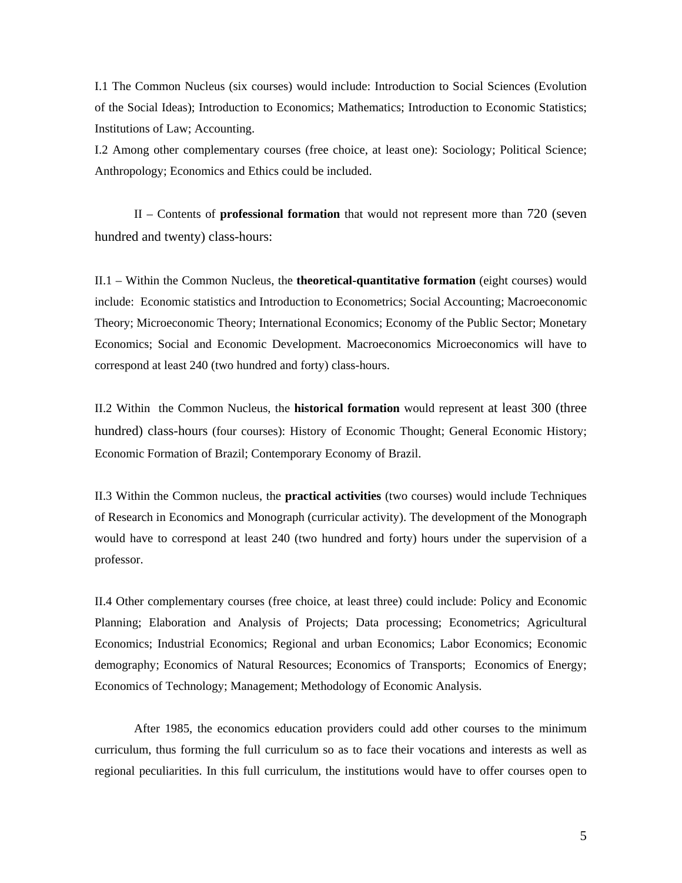I.1 The Common Nucleus (six courses) would include: Introduction to Social Sciences (Evolution of the Social Ideas); Introduction to Economics; Mathematics; Introduction to Economic Statistics; Institutions of Law; Accounting.

I.2 Among other complementary courses (free choice, at least one): Sociology; Political Science; Anthropology; Economics and Ethics could be included.

II – Contents of **professional formation** that would not represent more than 720 (seven hundred and twenty) class-hours:

II.1 – Within the Common Nucleus, the **theoretical-quantitative formation** (eight courses) would include: Economic statistics and Introduction to Econometrics; Social Accounting; Macroeconomic Theory; Microeconomic Theory; International Economics; Economy of the Public Sector; Monetary Economics; Social and Economic Development. Macroeconomics Microeconomics will have to correspond at least 240 (two hundred and forty) class-hours.

II.2 Within the Common Nucleus, the **historical formation** would represent at least 300 (three hundred) class-hours (four courses): History of Economic Thought; General Economic History; Economic Formation of Brazil; Contemporary Economy of Brazil.

II.3 Within the Common nucleus, the **practical activities** (two courses) would include Techniques of Research in Economics and Monograph (curricular activity). The development of the Monograph would have to correspond at least 240 (two hundred and forty) hours under the supervision of a professor.

II.4 Other complementary courses (free choice, at least three) could include: Policy and Economic Planning; Elaboration and Analysis of Projects; Data processing; Econometrics; Agricultural Economics; Industrial Economics; Regional and urban Economics; Labor Economics; Economic demography; Economics of Natural Resources; Economics of Transports; Economics of Energy; Economics of Technology; Management; Methodology of Economic Analysis.

After 1985, the economics education providers could add other courses to the minimum curriculum, thus forming the full curriculum so as to face their vocations and interests as well as regional peculiarities. In this full curriculum, the institutions would have to offer courses open to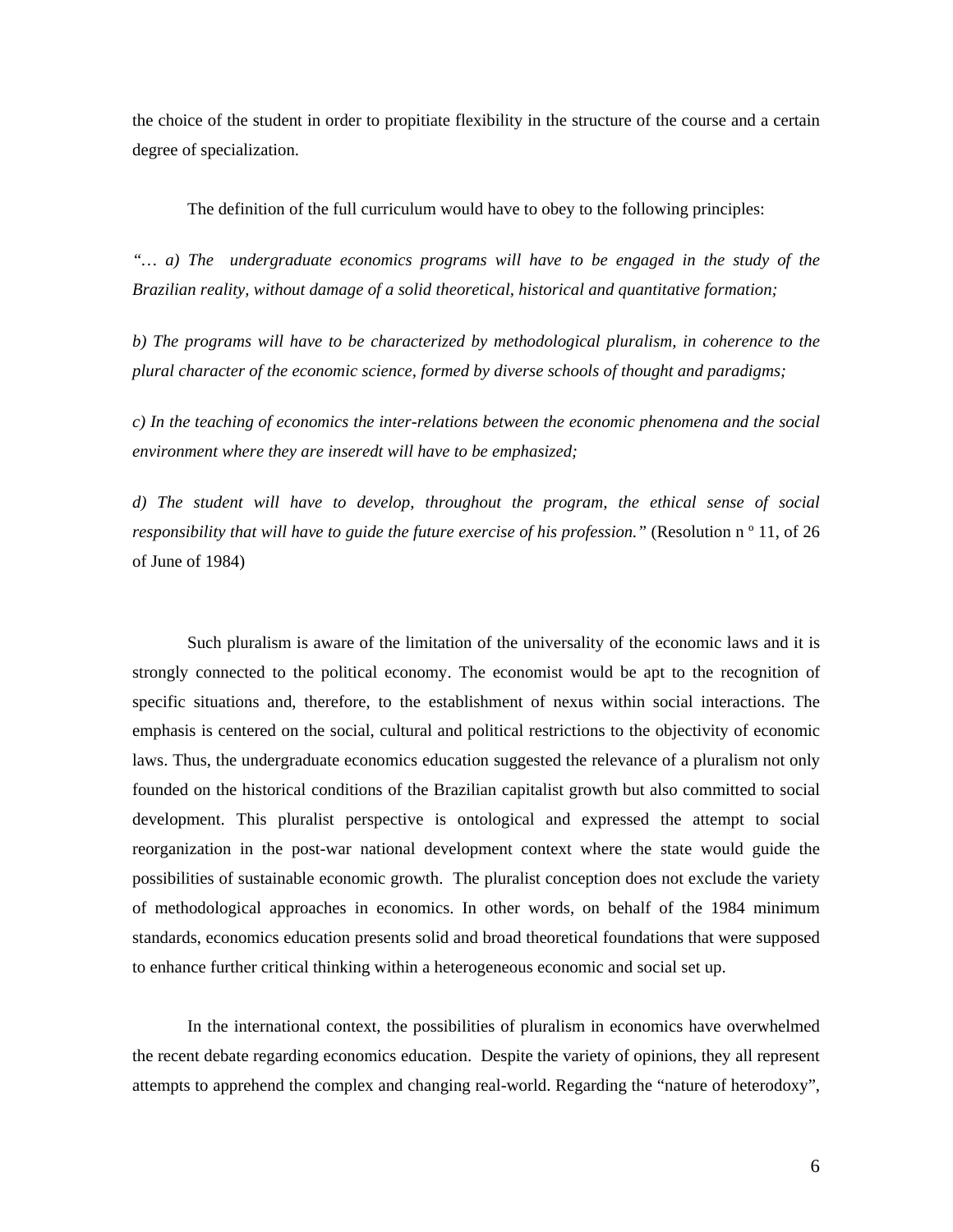the choice of the student in order to propitiate flexibility in the structure of the course and a certain degree of specialization.

The definition of the full curriculum would have to obey to the following principles:

*"… a) The undergraduate economics programs will have to be engaged in the study of the Brazilian reality, without damage of a solid theoretical, historical and quantitative formation;*

*b) The programs will have to be characterized by methodological pluralism, in coherence to the plural character of the economic science, formed by diverse schools of thought and paradigms;*

*c) In the teaching of economics the inter-relations between the economic phenomena and the social environment where they are inseredt will have to be emphasized;*

*d) The student will have to develop, throughout the program, the ethical sense of social responsibility that will have to guide the future exercise of his profession."* (Resolution n º 11, of 26 of June of 1984)

Such pluralism is aware of the limitation of the universality of the economic laws and it is strongly connected to the political economy. The economist would be apt to the recognition of specific situations and, therefore, to the establishment of nexus within social interactions. The emphasis is centered on the social, cultural and political restrictions to the objectivity of economic laws. Thus, the undergraduate economics education suggested the relevance of a pluralism not only founded on the historical conditions of the Brazilian capitalist growth but also committed to social development. This pluralist perspective is ontological and expressed the attempt to social reorganization in the post-war national development context where the state would guide the possibilities of sustainable economic growth. The pluralist conception does not exclude the variety of methodological approaches in economics. In other words, on behalf of the 1984 minimum standards, economics education presents solid and broad theoretical foundations that were supposed to enhance further critical thinking within a heterogeneous economic and social set up.

In the international context, the possibilities of pluralism in economics have overwhelmed the recent debate regarding economics education. Despite the variety of opinions, they all represent attempts to apprehend the complex and changing real-world. Regarding the "nature of heterodoxy",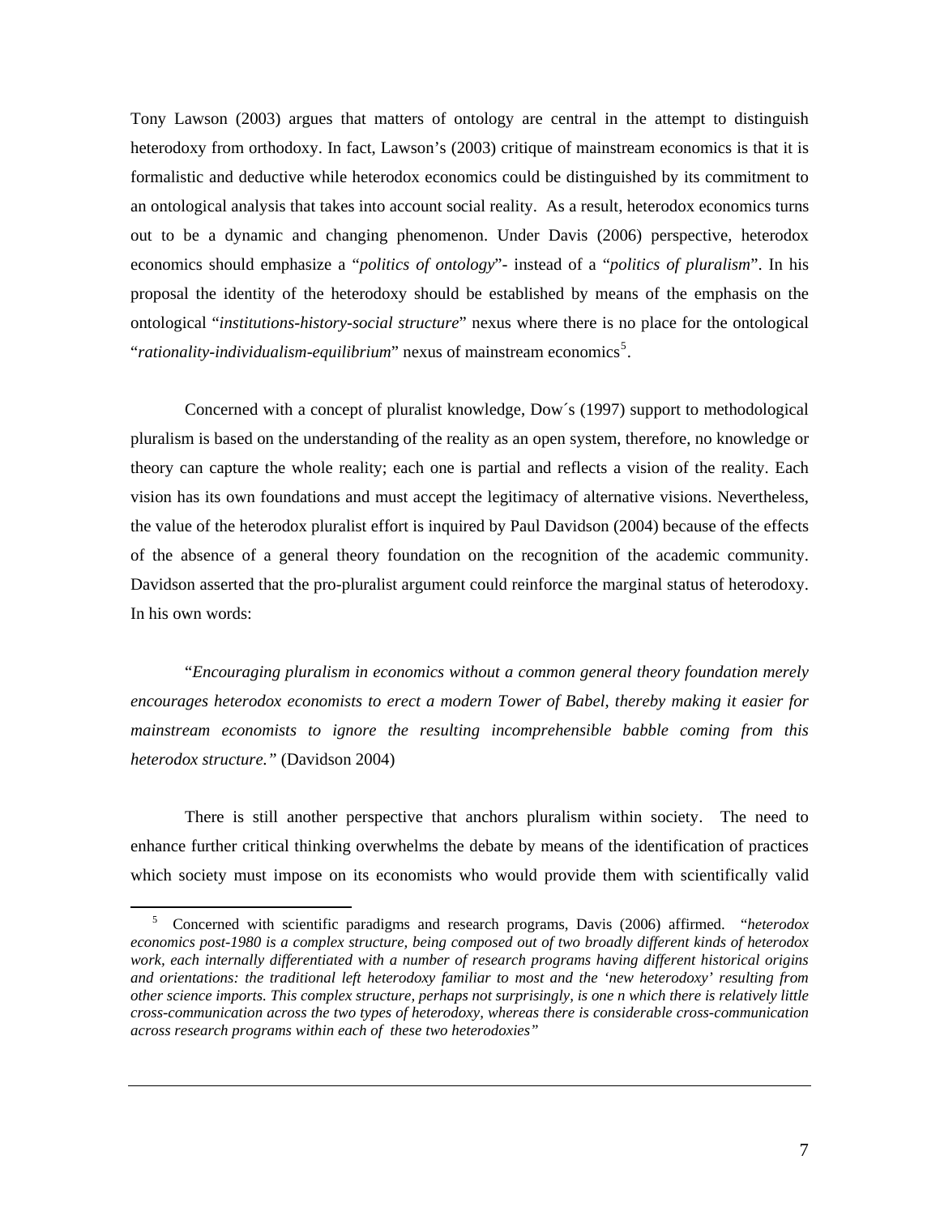Tony Lawson (2003) argues that matters of ontology are central in the attempt to distinguish heterodoxy from orthodoxy. In fact, Lawson's (2003) critique of mainstream economics is that it is formalistic and deductive while heterodox economics could be distinguished by its commitment to an ontological analysis that takes into account social reality. As a result, heterodox economics turns out to be a dynamic and changing phenomenon. Under Davis (2006) perspective, heterodox economics should emphasize a "*politics of ontology*"- instead of a "*politics of pluralism*". In his proposal the identity of the heterodoxy should be established by means of the emphasis on the ontological "*institutions-history-social structure*" nexus where there is no place for the ontological "*rationality-individualism-equilibrium*" nexus of mainstream economics[5].

Concerned with a concept of pluralist knowledge, Dow´s (1997) support to methodological pluralism is based on the understanding of the reality as an open system, therefore, no knowledge or theory can capture the whole reality; each one is partial and reflects a vision of the reality. Each vision has its own foundations and must accept the legitimacy of alternative visions. Nevertheless, the value of the heterodox pluralist effort is inquired by Paul Davidson (2004) because of the effects of the absence of a general theory foundation on the recognition of the academic community. Davidson asserted that the pro-pluralist argument could reinforce the marginal status of heterodoxy. In his own words:

"*Encouraging pluralism in economics without a common general theory foundation merely encourages heterodox economists to erect a modern Tower of Babel, thereby making it easier for mainstream economists to ignore the resulting incomprehensible babble coming from this heterodox structure."* (Davidson 2004)

There is still another perspective that anchors pluralism within society. The need to enhance further critical thinking overwhelms the debate by means of the identification of practices which society must impose on its economists who would provide them with scientifically valid

---

[5] Concerned with scientific paradigms and research programs, Davis (2006) affirmed. "*heterodox economics post-1980 is a complex structure, being composed out of two broadly different kinds of heterodox work, each internally differentiated with a number of research programs having different historical origins and orientations: the traditional left heterodoxy familiar to most and the 'new heterodoxy' resulting from other science imports. This complex structure, perhaps not surprisingly, is one n which there is relatively little cross-communication across the two types of heterodoxy, whereas there is considerable cross-communication across research programs within each of these two heterodoxies"*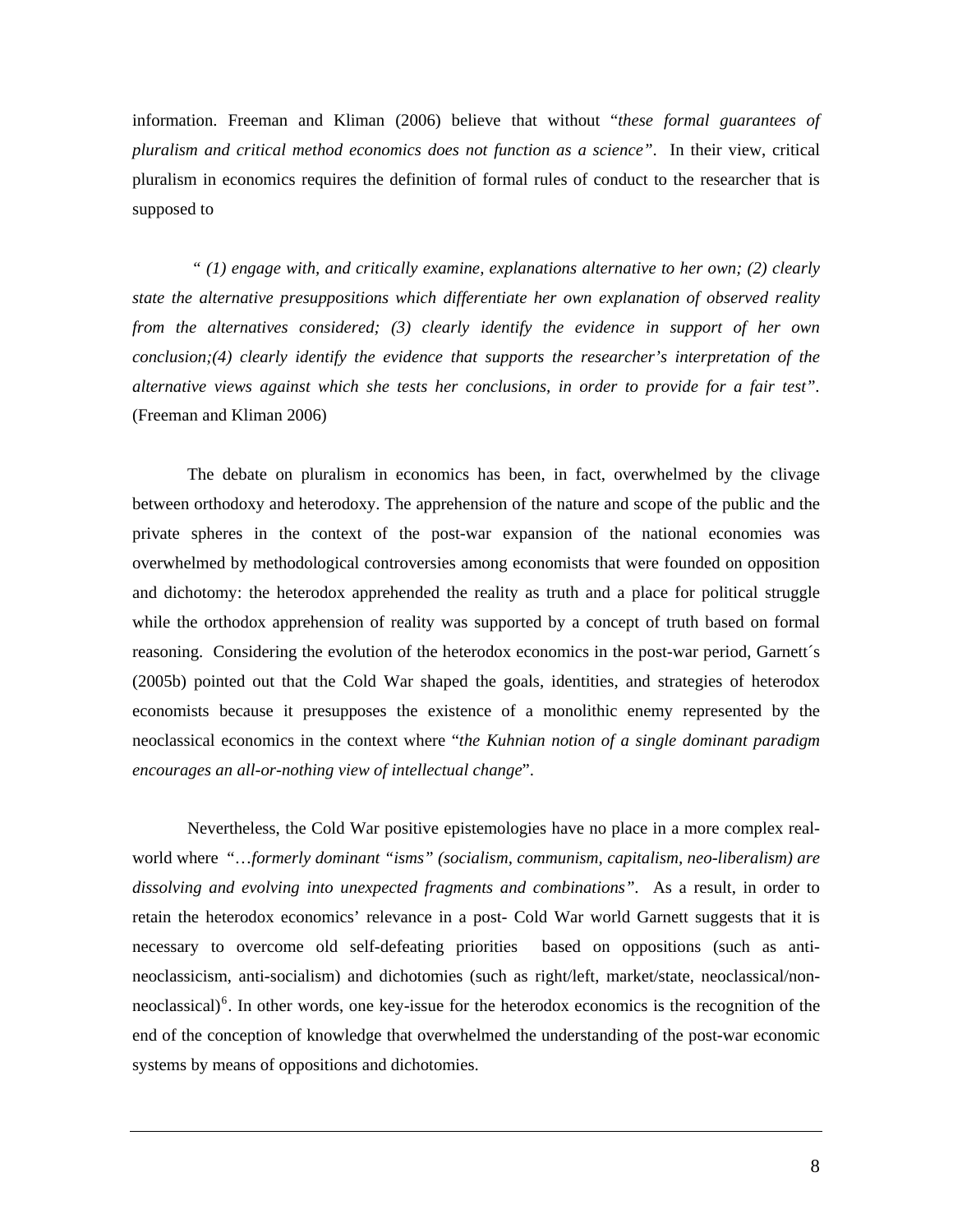information. Freeman and Kliman (2006) believe that without "*these formal guarantees of pluralism and critical method economics does not function as a science*". In their view, critical pluralism in economics requires the definition of formal rules of conduct to the researcher that is supposed to

> "*(1) engage with, and critically examine, explanations alternative to her own; (2) clearly state the alternative presuppositions which differentiate her own explanation of observed reality from the alternatives considered; (3) clearly identify the evidence in support of her own conclusion;(4) clearly identify the evidence that supports the researcher's interpretation of the alternative views against which she tests her conclusions, in order to provide for a fair test*". (Freeman and Kliman 2006)

The debate on pluralism in economics has been, in fact, overwhelmed by the clivage between orthodoxy and heterodoxy. The apprehension of the nature and scope of the public and the private spheres in the context of the post-war expansion of the national economies was overwhelmed by methodological controversies among economists that were founded on opposition and dichotomy: the heterodox apprehended the reality as truth and a place for political struggle while the orthodox apprehension of reality was supported by a concept of truth based on formal reasoning. Considering the evolution of the heterodox economics in the post-war period, Garnett´s (2005b) pointed out that the Cold War shaped the goals, identities, and strategies of heterodox economists because it presupposes the existence of a monolithic enemy represented by the neoclassical economics in the context where "*the Kuhnian notion of a single dominant paradigm encourages an all-or-nothing view of intellectual change*".

Nevertheless, the Cold War positive epistemologies have no place in a more complex real-world where "*…formerly dominant "isms" (socialism, communism, capitalism, neo-liberalism) are dissolving and evolving into unexpected fragments and combinations*". As a result, in order to retain the heterodox economics' relevance in a post- Cold War world Garnett suggests that it is necessary to overcome old self-defeating priorities based on oppositions (such as anti-neoclassicism, anti-socialism) and dichotomies (such as right/left, market/state, neoclassical/non-neoclassical)[6]. In other words, one key-issue for the heterodox economics is the recognition of the end of the conception of knowledge that overwhelmed the understanding of the post-war economic systems by means of oppositions and dichotomies.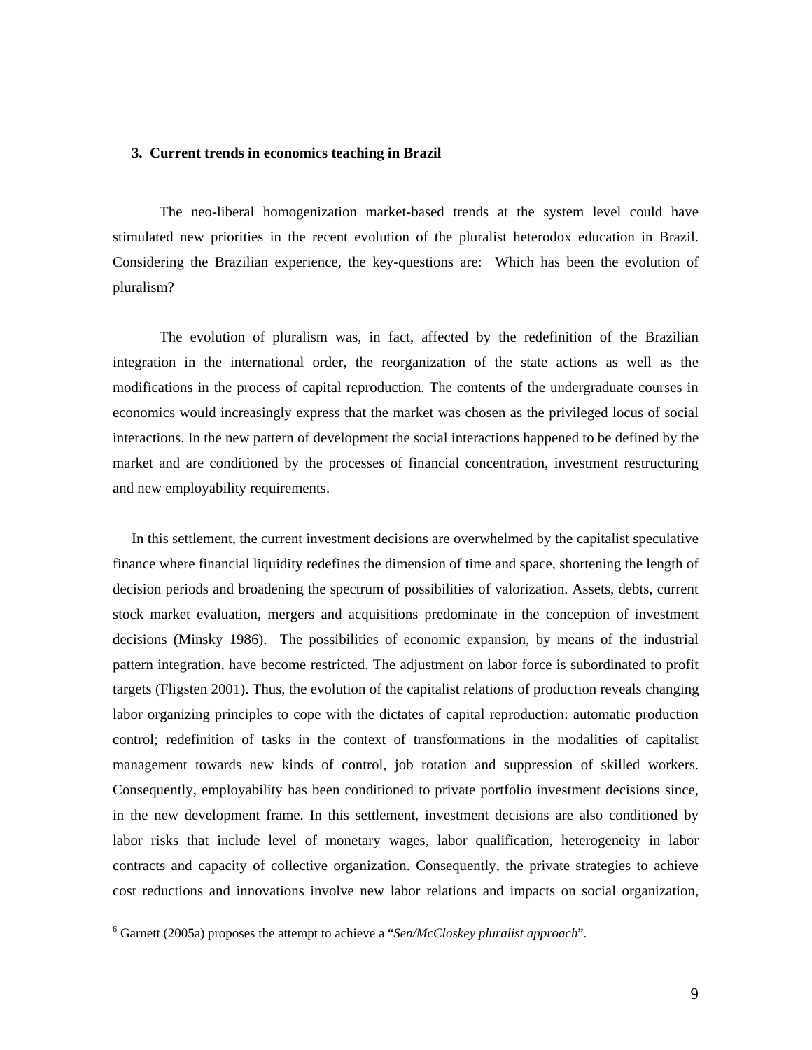## 3. Current trends in economics teaching in Brazil

The neo-liberal homogenization market-based trends at the system level could have stimulated new priorities in the recent evolution of the pluralist heterodox education in Brazil. Considering the Brazilian experience, the key-questions are: Which has been the evolution of pluralism?

The evolution of pluralism was, in fact, affected by the redefinition of the Brazilian integration in the international order, the reorganization of the state actions as well as the modifications in the process of capital reproduction. The contents of the undergraduate courses in economics would increasingly express that the market was chosen as the privileged locus of social interactions. In the new pattern of development the social interactions happened to be defined by the market and are conditioned by the processes of financial concentration, investment restructuring and new employability requirements.

In this settlement, the current investment decisions are overwhelmed by the capitalist speculative finance where financial liquidity redefines the dimension of time and space, shortening the length of decision periods and broadening the spectrum of possibilities of valorization. Assets, debts, current stock market evaluation, mergers and acquisitions predominate in the conception of investment decisions (Minsky 1986). The possibilities of economic expansion, by means of the industrial pattern integration, have become restricted. The adjustment on labor force is subordinated to profit targets (Fligsten 2001). Thus, the evolution of the capitalist relations of production reveals changing labor organizing principles to cope with the dictates of capital reproduction: automatic production control; redefinition of tasks in the context of transformations in the modalities of capitalist management towards new kinds of control, job rotation and suppression of skilled workers. Consequently, employability has been conditioned to private portfolio investment decisions since, in the new development frame. In this settlement, investment decisions are also conditioned by labor risks that include level of monetary wages, labor qualification, heterogeneity in labor contracts and capacity of collective organization. Consequently, the private strategies to achieve cost reductions and innovations involve new labor relations and impacts on social organization,

---

[6] Garnett (2005a) proposes the attempt to achieve a "*Sen/McCloskey pluralist approach*".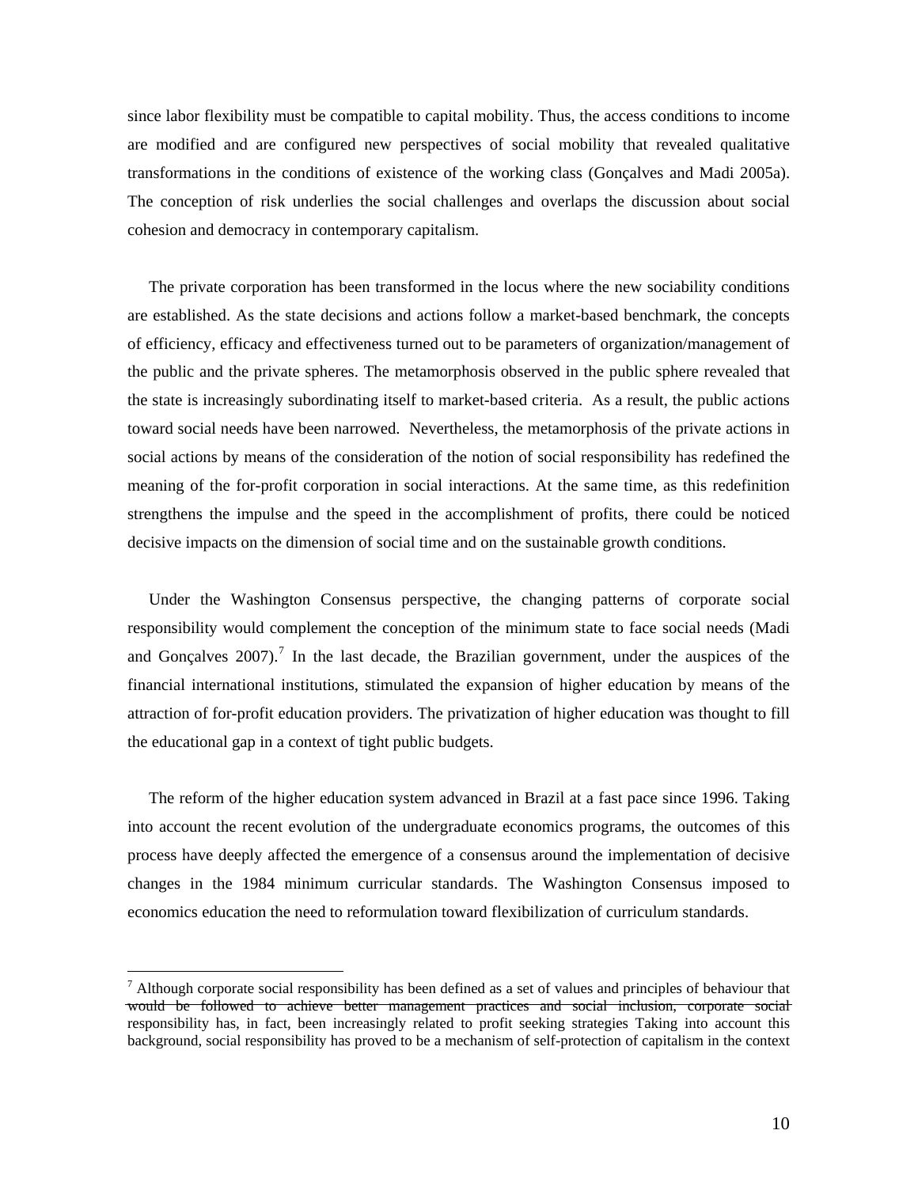since labor flexibility must be compatible to capital mobility. Thus, the access conditions to income are modified and are configured new perspectives of social mobility that revealed qualitative transformations in the conditions of existence of the working class (Gonçalves and Madi 2005a). The conception of risk underlies the social challenges and overlaps the discussion about social cohesion and democracy in contemporary capitalism.

The private corporation has been transformed in the locus where the new sociability conditions are established. As the state decisions and actions follow a market-based benchmark, the concepts of efficiency, efficacy and effectiveness turned out to be parameters of organization/management of the public and the private spheres. The metamorphosis observed in the public sphere revealed that the state is increasingly subordinating itself to market-based criteria. As a result, the public actions toward social needs have been narrowed. Nevertheless, the metamorphosis of the private actions in social actions by means of the consideration of the notion of social responsibility has redefined the meaning of the for-profit corporation in social interactions. At the same time, as this redefinition strengthens the impulse and the speed in the accomplishment of profits, there could be noticed decisive impacts on the dimension of social time and on the sustainable growth conditions.

Under the Washington Consensus perspective, the changing patterns of corporate social responsibility would complement the conception of the minimum state to face social needs (Madi and Gonçalves 2007).[7] In the last decade, the Brazilian government, under the auspices of the financial international institutions, stimulated the expansion of higher education by means of the attraction of for-profit education providers. The privatization of higher education was thought to fill the educational gap in a context of tight public budgets.

The reform of the higher education system advanced in Brazil at a fast pace since 1996. Taking into account the recent evolution of the undergraduate economics programs, the outcomes of this process have deeply affected the emergence of a consensus around the implementation of decisive changes in the 1984 minimum curricular standards. The Washington Consensus imposed to economics education the need to reformulation toward flexibilization of curriculum standards.

---

[7] Although corporate social responsibility has been defined as a set of values and principles of behaviour that would be followed to achieve better management practices and social inclusion, corporate social responsibility has, in fact, been increasingly related to profit seeking strategies Taking into account this background, social responsibility has proved to be a mechanism of self-protection of capitalism in the context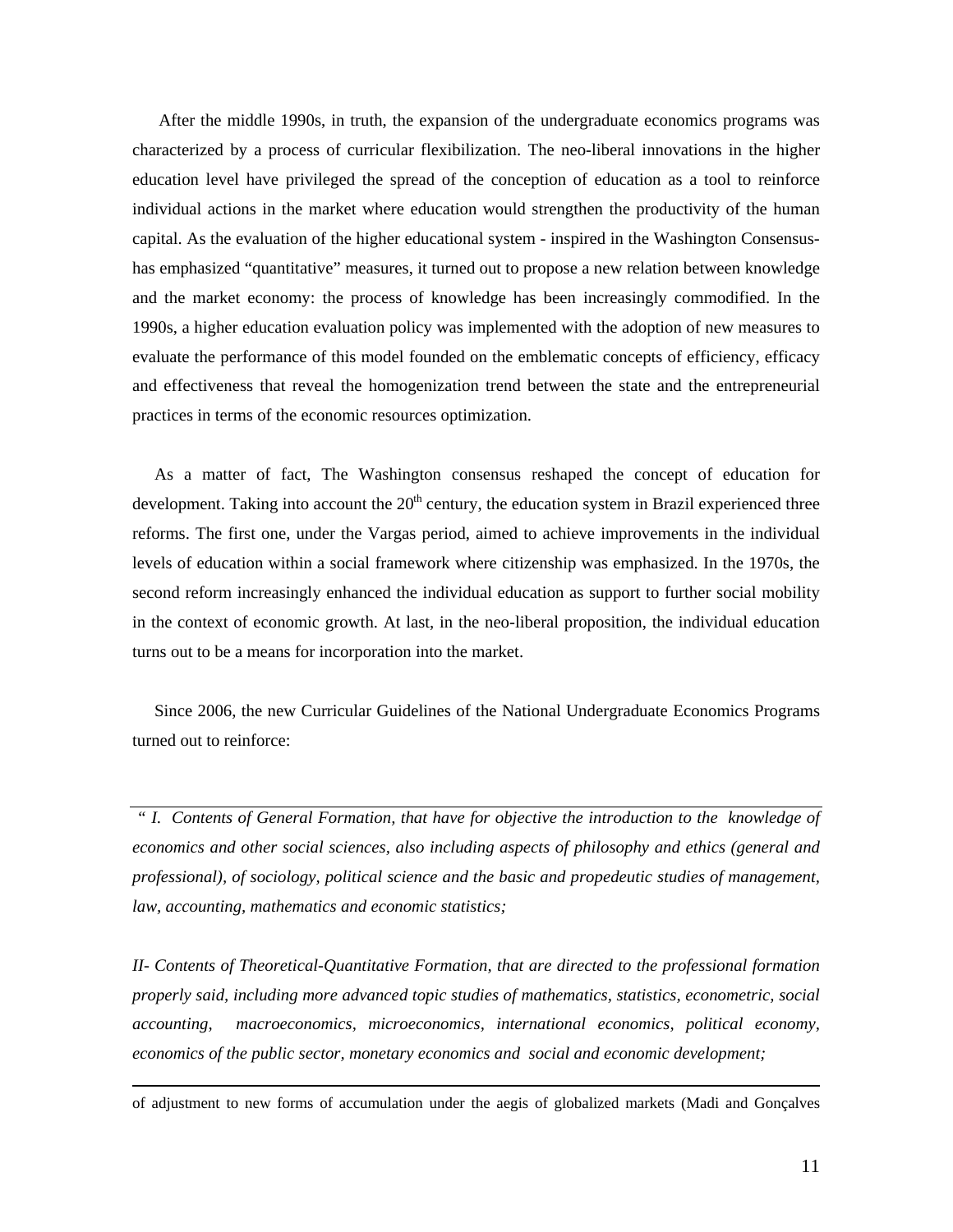After the middle 1990s, in truth, the expansion of the undergraduate economics programs was characterized by a process of curricular flexibilization. The neo-liberal innovations in the higher education level have privileged the spread of the conception of education as a tool to reinforce individual actions in the market where education would strengthen the productivity of the human capital. As the evaluation of the higher educational system - inspired in the Washington Consensus- has emphasized "quantitative" measures, it turned out to propose a new relation between knowledge and the market economy: the process of knowledge has been increasingly commodified. In the 1990s, a higher education evaluation policy was implemented with the adoption of new measures to evaluate the performance of this model founded on the emblematic concepts of efficiency, efficacy and effectiveness that reveal the homogenization trend between the state and the entrepreneurial practices in terms of the economic resources optimization.

As a matter of fact, The Washington consensus reshaped the concept of education for development. Taking into account the 20th century, the education system in Brazil experienced three reforms. The first one, under the Vargas period, aimed to achieve improvements in the individual levels of education within a social framework where citizenship was emphasized. In the 1970s, the second reform increasingly enhanced the individual education as support to further social mobility in the context of economic growth. At last, in the neo-liberal proposition, the individual education turns out to be a means for incorporation into the market.

Since 2006, the new Curricular Guidelines of the National Undergraduate Economics Programs turned out to reinforce:

*" I. Contents of General Formation, that have for objective the introduction to the knowledge of economics and other social sciences, also including aspects of philosophy and ethics (general and professional), of sociology, political science and the basic and propedeutic studies of management, law, accounting, mathematics and economic statistics;*

*II- Contents of Theoretical-Quantitative Formation, that are directed to the professional formation properly said, including more advanced topic studies of mathematics, statistics, econometric, social accounting, macroeconomics, microeconomics, international economics, political economy, economics of the public sector, monetary economics and social and economic development;*

---

of adjustment to new forms of accumulation under the aegis of globalized markets (Madi and Gonçalves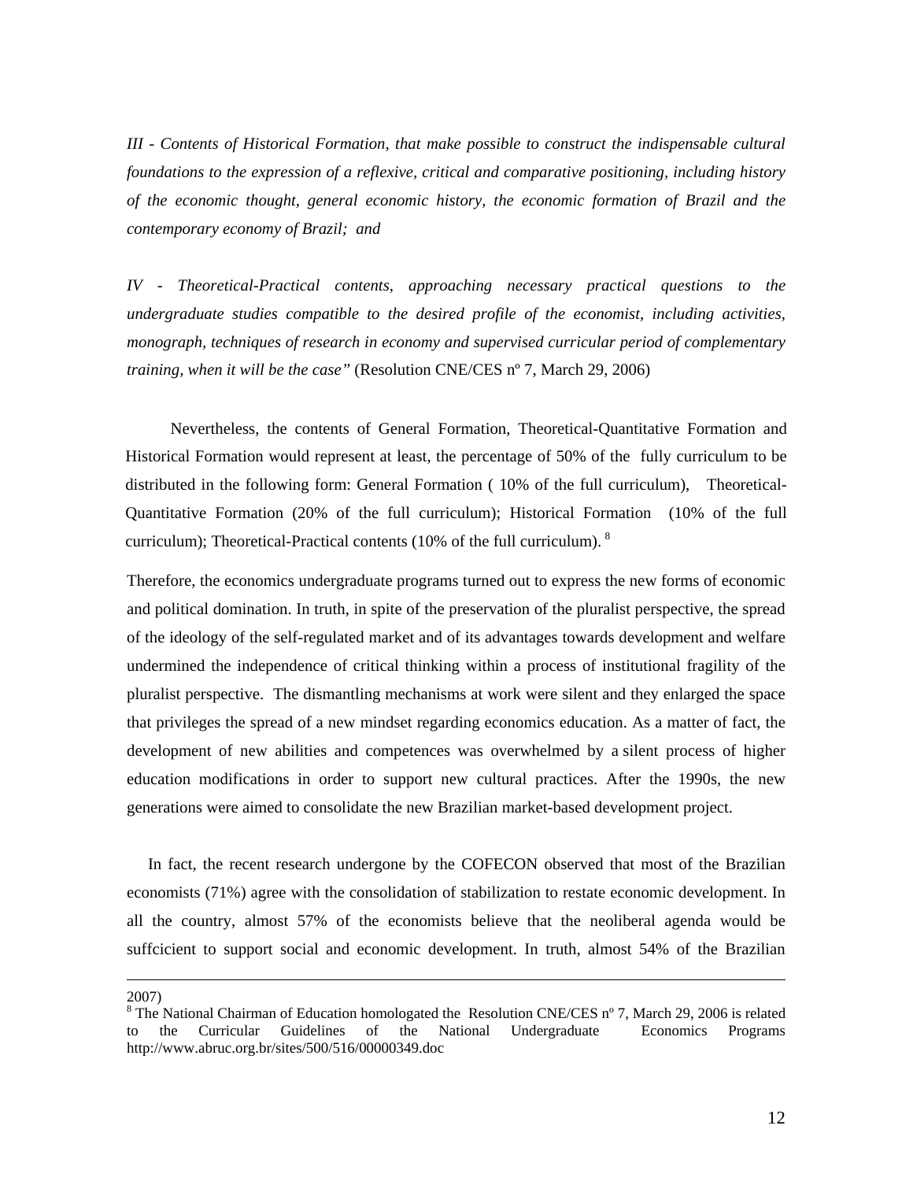*III - Contents of Historical Formation, that make possible to construct the indispensable cultural foundations to the expression of a reflexive, critical and comparative positioning, including history of the economic thought, general economic history, the economic formation of Brazil and the contemporary economy of Brazil; and*

*IV - Theoretical-Practical contents, approaching necessary practical questions to the undergraduate studies compatible to the desired profile of the economist, including activities, monograph, techniques of research in economy and supervised curricular period of complementary training, when it will be the case"* (Resolution CNE/CES nº 7, March 29, 2006)

Nevertheless, the contents of General Formation, Theoretical-Quantitative Formation and Historical Formation would represent at least, the percentage of 50% of the fully curriculum to be distributed in the following form: General Formation ( 10% of the full curriculum), Theoretical-Quantitative Formation (20% of the full curriculum); Historical Formation (10% of the full curriculum); Theoretical-Practical contents (10% of the full curriculum). [8]

Therefore, the economics undergraduate programs turned out to express the new forms of economic and political domination. In truth, in spite of the preservation of the pluralist perspective, the spread of the ideology of the self-regulated market and of its advantages towards development and welfare undermined the independence of critical thinking within a process of institutional fragility of the pluralist perspective. The dismantling mechanisms at work were silent and they enlarged the space that privileges the spread of a new mindset regarding economics education. As a matter of fact, the development of new abilities and competences was overwhelmed by a silent process of higher education modifications in order to support new cultural practices. After the 1990s, the new generations were aimed to consolidate the new Brazilian market-based development project.

In fact, the recent research undergone by the COFECON observed that most of the Brazilian economists (71%) agree with the consolidation of stabilization to restate economic development. In all the country, almost 57% of the economists believe that the neoliberal agenda would be suffcicient to support social and economic development. In truth, almost 54% of the Brazilian

---

2007)

[8] The National Chairman of Education homologated the Resolution CNE/CES nº 7, March 29, 2006 is related to the Curricular Guidelines of the National Undergraduate Economics Programs http://www.abruc.org.br/sites/500/516/00000349.doc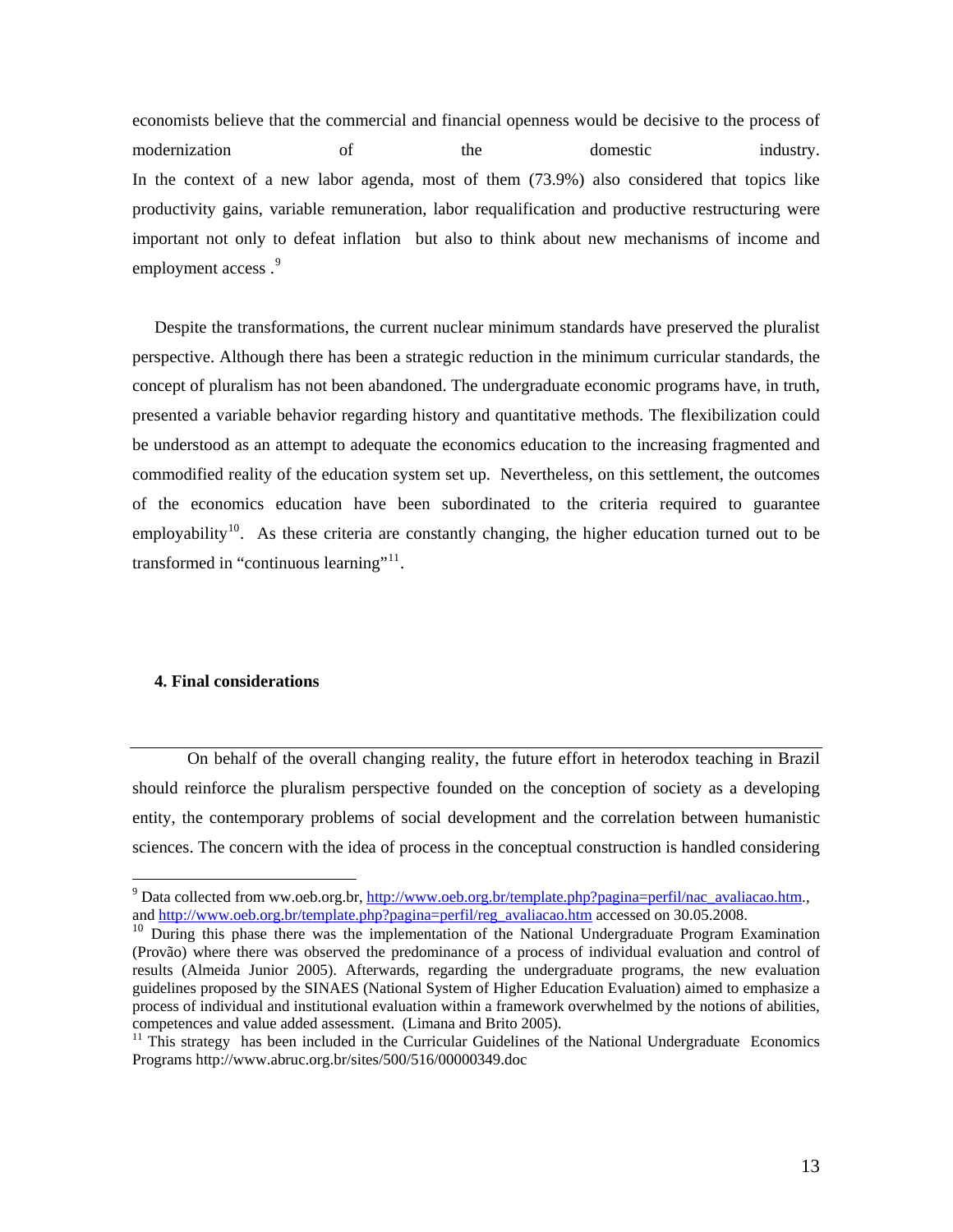economists believe that the commercial and financial openness would be decisive to the process of modernization of the domestic industry.
In the context of a new labor agenda, most of them (73.9%) also considered that topics like productivity gains, variable remuneration, labor requalification and productive restructuring were important not only to defeat inflation but also to think about new mechanisms of income and employment access .[9]

Despite the transformations, the current nuclear minimum standards have preserved the pluralist perspective. Although there has been a strategic reduction in the minimum curricular standards, the concept of pluralism has not been abandoned. The undergraduate economic programs have, in truth, presented a variable behavior regarding history and quantitative methods. The flexibilization could be understood as an attempt to adequate the economics education to the increasing fragmented and commodified reality of the education system set up. Nevertheless, on this settlement, the outcomes of the economics education have been subordinated to the criteria required to guarantee employability[10]. As these criteria are constantly changing, the higher education turned out to be transformed in "continuous learning"[11].

## 4. Final considerations

On behalf of the overall changing reality, the future effort in heterodox teaching in Brazil should reinforce the pluralism perspective founded on the conception of society as a developing entity, the contemporary problems of social development and the correlation between humanistic sciences. The concern with the idea of process in the conceptual construction is handled considering

---

[9] Data collected from ww.oeb.org.br, http://www.oeb.org.br/template.php?pagina=perfil/nac_avaliacao.htm., and http://www.oeb.org.br/template.php?pagina=perfil/reg_avaliacao.htm accessed on 30.05.2008.

[10] During this phase there was the implementation of the National Undergraduate Program Examination (Provão) where there was observed the predominance of a process of individual evaluation and control of results (Almeida Junior 2005). Afterwards, regarding the undergraduate programs, the new evaluation guidelines proposed by the SINAES (National System of Higher Education Evaluation) aimed to emphasize a process of individual and institutional evaluation within a framework overwhelmed by the notions of abilities, competences and value added assessment. (Limana and Brito 2005).

[11] This strategy has been included in the Curricular Guidelines of the National Undergraduate Economics Programs http://www.abruc.org.br/sites/500/516/00000349.doc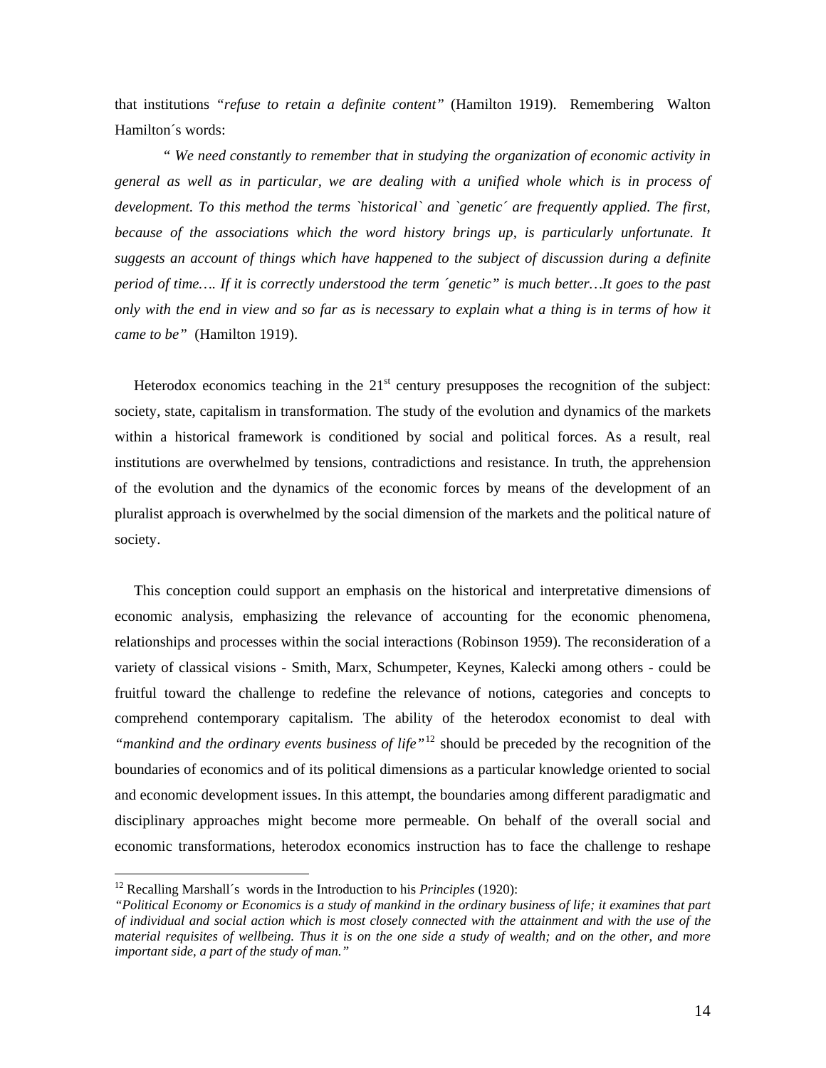that institutions *"refuse to retain a definite content"* (Hamilton 1919). Remembering Walton Hamilton´s words:

*" We need constantly to remember that in studying the organization of economic activity in general as well as in particular, we are dealing with a unified whole which is in process of development. To this method the terms `historical` and `genetic´ are frequently applied. The first, because of the associations which the word history brings up, is particularly unfortunate. It suggests an account of things which have happened to the subject of discussion during a definite period of time…. If it is correctly understood the term ´genetic" is much better…It goes to the past only with the end in view and so far as is necessary to explain what a thing is in terms of how it came to be"* (Hamilton 1919).

Heterodox economics teaching in the 21st century presupposes the recognition of the subject: society, state, capitalism in transformation. The study of the evolution and dynamics of the markets within a historical framework is conditioned by social and political forces. As a result, real institutions are overwhelmed by tensions, contradictions and resistance. In truth, the apprehension of the evolution and the dynamics of the economic forces by means of the development of an pluralist approach is overwhelmed by the social dimension of the markets and the political nature of society.

This conception could support an emphasis on the historical and interpretative dimensions of economic analysis, emphasizing the relevance of accounting for the economic phenomena, relationships and processes within the social interactions (Robinson 1959). The reconsideration of a variety of classical visions - Smith, Marx, Schumpeter, Keynes, Kalecki among others - could be fruitful toward the challenge to redefine the relevance of notions, categories and concepts to comprehend contemporary capitalism. The ability of the heterodox economist to deal with *"mankind and the ordinary events business of life"*[12] should be preceded by the recognition of the boundaries of economics and of its political dimensions as a particular knowledge oriented to social and economic development issues. In this attempt, the boundaries among different paradigmatic and disciplinary approaches might become more permeable. On behalf of the overall social and economic transformations, heterodox economics instruction has to face the challenge to reshape

---

[12] Recalling Marshall´s words in the Introduction to his *Principles* (1920):
*"Political Economy or Economics is a study of mankind in the ordinary business of life; it examines that part of individual and social action which is most closely connected with the attainment and with the use of the material requisites of wellbeing. Thus it is on the one side a study of wealth; and on the other, and more important side, a part of the study of man."*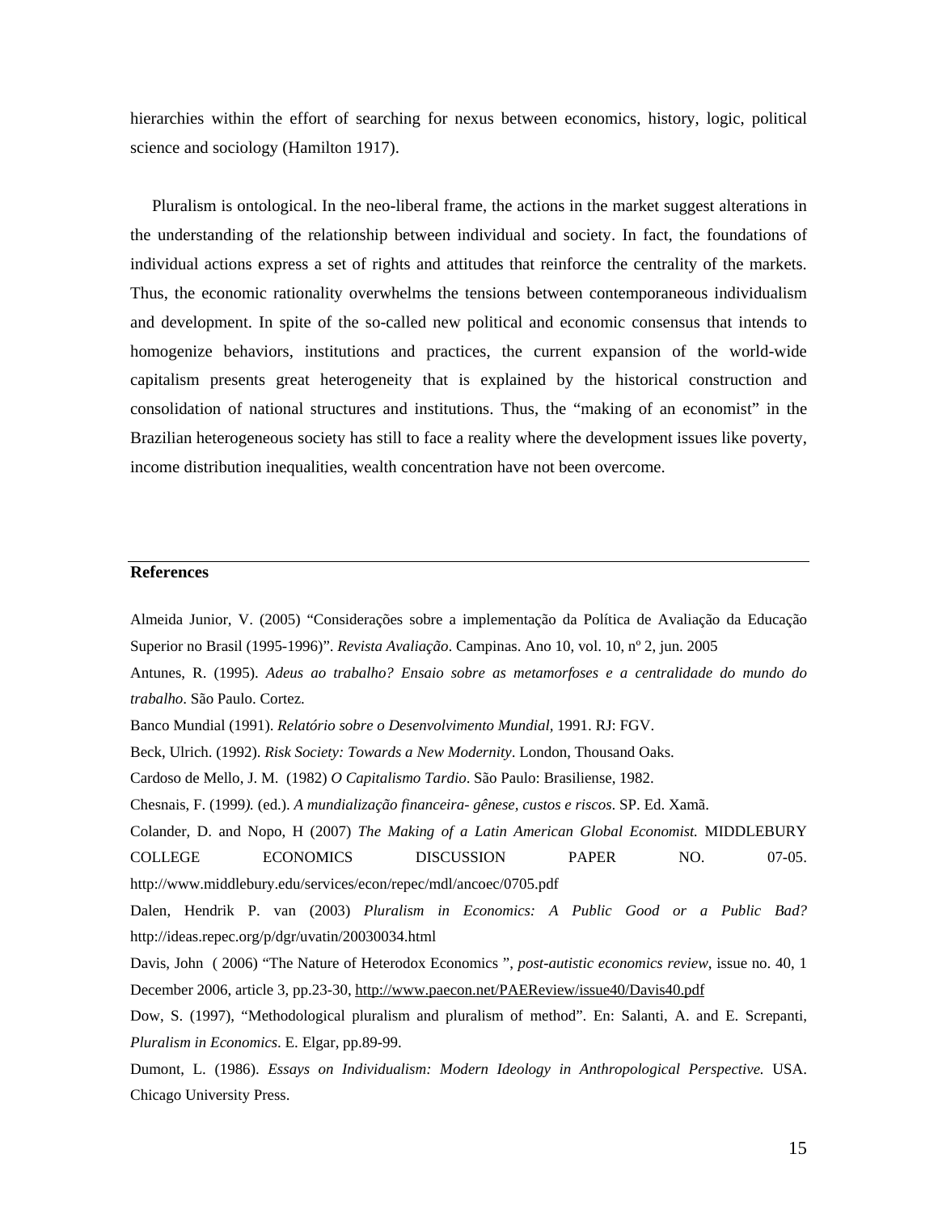hierarchies within the effort of searching for nexus between economics, history, logic, political science and sociology (Hamilton 1917).

Pluralism is ontological. In the neo-liberal frame, the actions in the market suggest alterations in the understanding of the relationship between individual and society. In fact, the foundations of individual actions express a set of rights and attitudes that reinforce the centrality of the markets. Thus, the economic rationality overwhelms the tensions between contemporaneous individualism and development. In spite of the so-called new political and economic consensus that intends to homogenize behaviors, institutions and practices, the current expansion of the world-wide capitalism presents great heterogeneity that is explained by the historical construction and consolidation of national structures and institutions. Thus, the "making of an economist" in the Brazilian heterogeneous society has still to face a reality where the development issues like poverty, income distribution inequalities, wealth concentration have not been overcome.

## References

Almeida Junior, V. (2005) "Considerações sobre a implementação da Política de Avaliação da Educação Superior no Brasil (1995-1996)". *Revista Avaliação*. Campinas. Ano 10, vol. 10, nº 2, jun. 2005

Antunes, R. (1995). *Adeus ao trabalho? Ensaio sobre as metamorfoses e a centralidade do mundo do trabalho*. São Paulo. Cortez.

Banco Mundial (1991). *Relatório sobre o Desenvolvimento Mundial*, 1991. RJ: FGV.

Beck, Ulrich. (1992). *Risk Society: Towards a New Modernity*. London, Thousand Oaks.

Cardoso de Mello, J. M. (1982) *O Capitalismo Tardio*. São Paulo: Brasiliense, 1982.

Chesnais, F. (1999). (ed.). *A mundialização financeira- gênese, custos e riscos*. SP. Ed. Xamã.

Colander, D. and Nopo, H (2007) *The Making of a Latin American Global Economist.* MIDDLEBURY COLLEGE ECONOMICS DISCUSSION PAPER NO. 07-05. http://www.middlebury.edu/services/econ/repec/mdl/ancoec/0705.pdf

Dalen, Hendrik P. van (2003) *Pluralism in Economics: A Public Good or a Public Bad?* http://ideas.repec.org/p/dgr/uvatin/20030034.html

Davis, John ( 2006) "The Nature of Heterodox Economics ", *post-autistic economics review*, issue no. 40, 1 December 2006, article 3, pp.23-30, http://www.paecon.net/PAEReview/issue40/Davis40.pdf

Dow, S. (1997), "Methodological pluralism and pluralism of method". En: Salanti, A. and E. Screpanti, *Pluralism in Economics*. E. Elgar, pp.89-99.

Dumont, L. (1986). *Essays on Individualism: Modern Ideology in Anthropological Perspective.* USA. Chicago University Press.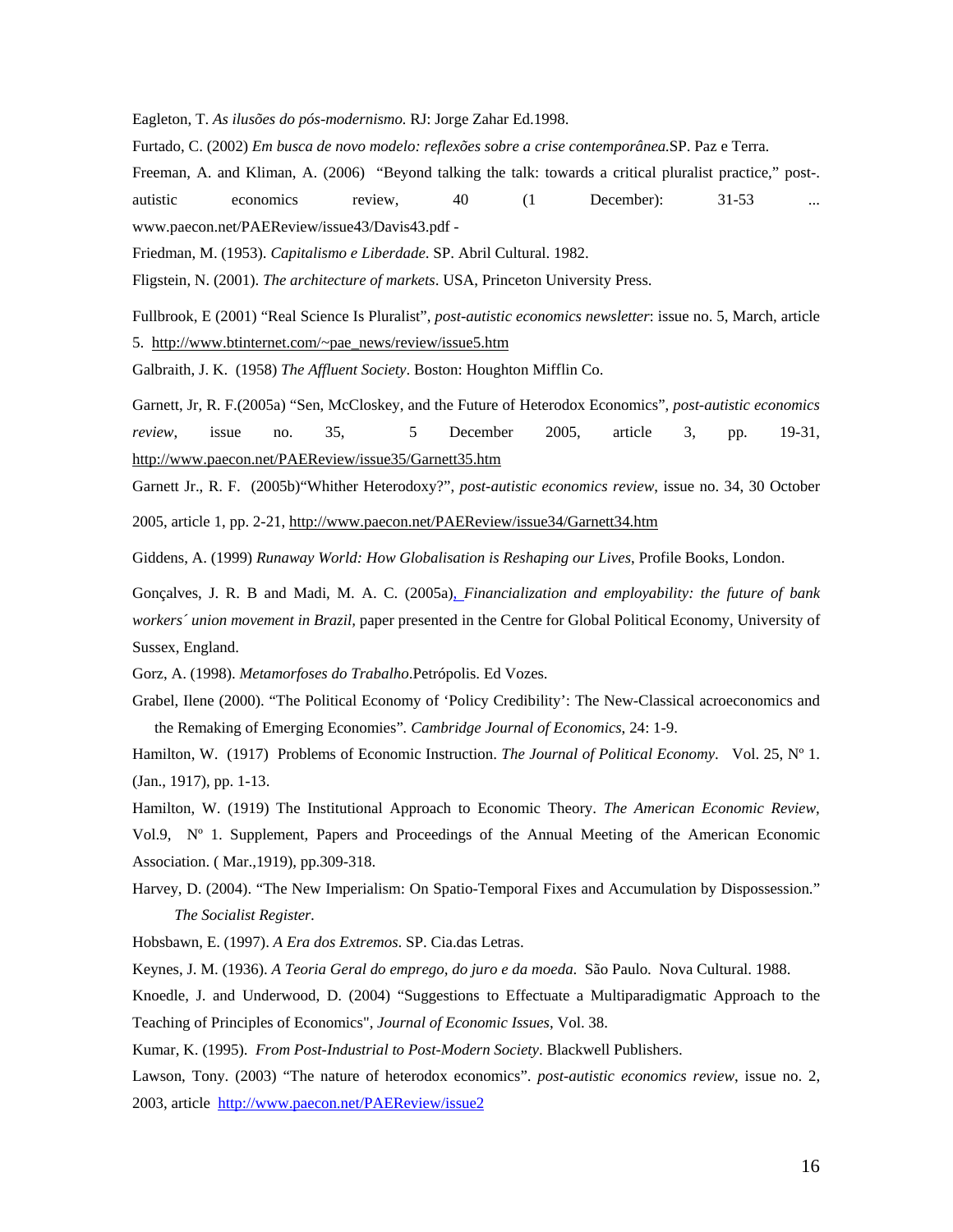Eagleton, T. *As ilusões do pós-modernismo.* RJ: Jorge Zahar Ed.1998.

Furtado, C. (2002) *Em busca de novo modelo: reflexões sobre a crise contemporânea.*SP. Paz e Terra.

Freeman, A. and Kliman, A. (2006) "Beyond talking the talk: towards a critical pluralist practice," post-. autistic economics review, 40 (1 December): 31-53 ... www.paecon.net/PAEReview/issue43/Davis43.pdf -

Friedman, M. (1953). *Capitalismo e Liberdade*. SP. Abril Cultural. 1982.

Fligstein, N. (2001). *The architecture of markets*. USA, Princeton University Press.

Fullbrook, E (2001) "Real Science Is Pluralist", *post-autistic economics newsletter*: issue no. 5, March, article 5. http://www.btinternet.com/~pae_news/review/issue5.htm

Galbraith, J. K. (1958) *The Affluent Society*. Boston: Houghton Mifflin Co.

Garnett, Jr, R. F.(2005a) "Sen, McCloskey, and the Future of Heterodox Economics", *post-autistic economics review*, issue no. 35, 5 December 2005, article 3, pp. 19-31, http://www.paecon.net/PAEReview/issue35/Garnett35.htm

Garnett Jr., R. F. (2005b)"Whither Heterodoxy?", *post-autistic economics review*, issue no. 34, 30 October 2005, article 1, pp. 2-21, http://www.paecon.net/PAEReview/issue34/Garnett34.htm

Giddens, A. (1999) *Runaway World: How Globalisation is Reshaping our Lives*, Profile Books, London.

Gonçalves, J. R. B and Madi, M. A. C. (2005a), *Financialization and employability: the future of bank workers´ union movement in Brazil*, paper presented in the Centre for Global Political Economy, University of Sussex, England.

Gorz, A. (1998). *Metamorfoses do Trabalho*.Petrópolis. Ed Vozes.

Grabel, Ilene (2000). "The Political Economy of 'Policy Credibility': The New-Classical acroeconomics and the Remaking of Emerging Economies". *Cambridge Journal of Economics*, 24: 1-9.

Hamilton, W. (1917) Problems of Economic Instruction. *The Journal of Political Economy*. Vol. 25, Nº 1. (Jan., 1917), pp. 1-13.

Hamilton, W. (1919) The Institutional Approach to Economic Theory. *The American Economic Review*, Vol.9, Nº 1. Supplement, Papers and Proceedings of the Annual Meeting of the American Economic Association. ( Mar.,1919), pp.309-318.

Harvey, D. (2004). "The New Imperialism: On Spatio-Temporal Fixes and Accumulation by Dispossession." *The Socialist Register.*

Hobsbawn, E. (1997). *A Era dos Extremos*. SP. Cia.das Letras.

Keynes, J. M. (1936). *A Teoria Geral do emprego, do juro e da moeda.* São Paulo. Nova Cultural. 1988.

Knoedle, J. and Underwood, D. (2004) "Suggestions to Effectuate a Multiparadigmatic Approach to the Teaching of Principles of Economics", *Journal of Economic Issues*, Vol. 38.

Kumar, K. (1995). *From Post-Industrial to Post-Modern Society*. Blackwell Publishers.

Lawson, Tony. (2003) "The nature of heterodox economics". *post-autistic economics review*, issue no. 2, 2003, article http://www.paecon.net/PAEReview/issue2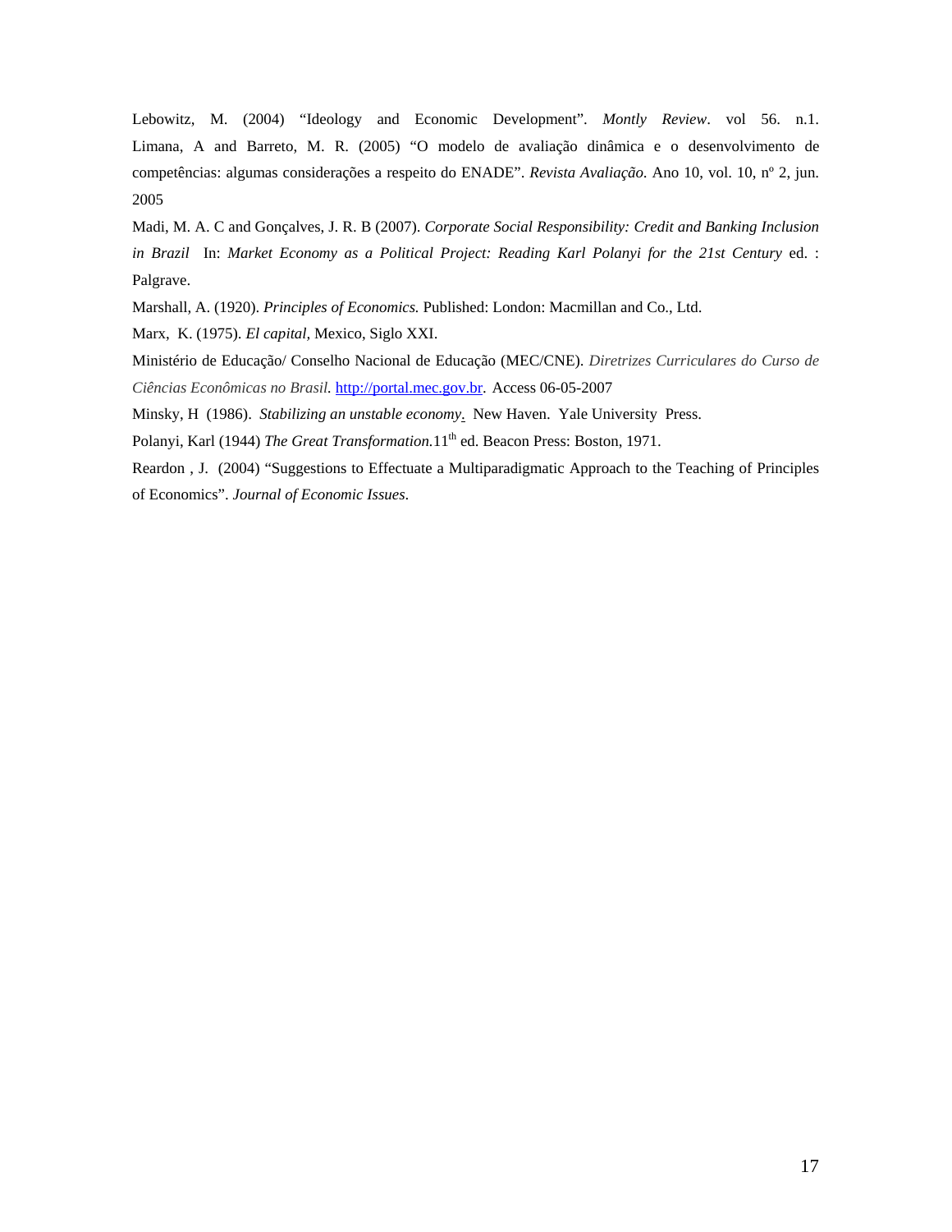Lebowitz, M. (2004) "Ideology and Economic Development". *Montly Review*. vol 56. n.1.

Limana, A and Barreto, M. R. (2005) "O modelo de avaliação dinâmica e o desenvolvimento de competências: algumas considerações a respeito do ENADE". *Revista Avaliação*. Ano 10, vol. 10, nº 2, jun. 2005

Madi, M. A. C and Gonçalves, J. R. B (2007). *Corporate Social Responsibility: Credit and Banking Inclusion in Brazil* In: *Market Economy as a Political Project: Reading Karl Polanyi for the 21st Century* ed. : Palgrave.

Marshall, A. (1920). *Principles of Economics.* Published: London: Macmillan and Co., Ltd.

Marx, K. (1975). *El capital,* Mexico, Siglo XXI.

Ministério de Educação/ Conselho Nacional de Educação (MEC/CNE). *Diretrizes Curriculares do Curso de Ciências Econômicas no Brasil.* http://portal.mec.gov.br. Access 06-05-2007

Minsky, H (1986). *Stabilizing an unstable economy*. New Haven. Yale University Press.

Polanyi, Karl (1944) *The Great Transformation.* 11th ed. Beacon Press: Boston, 1971.

Reardon , J. (2004) "Suggestions to Effectuate a Multiparadigmatic Approach to the Teaching of Principles of Economics". *Journal of Economic Issues*.